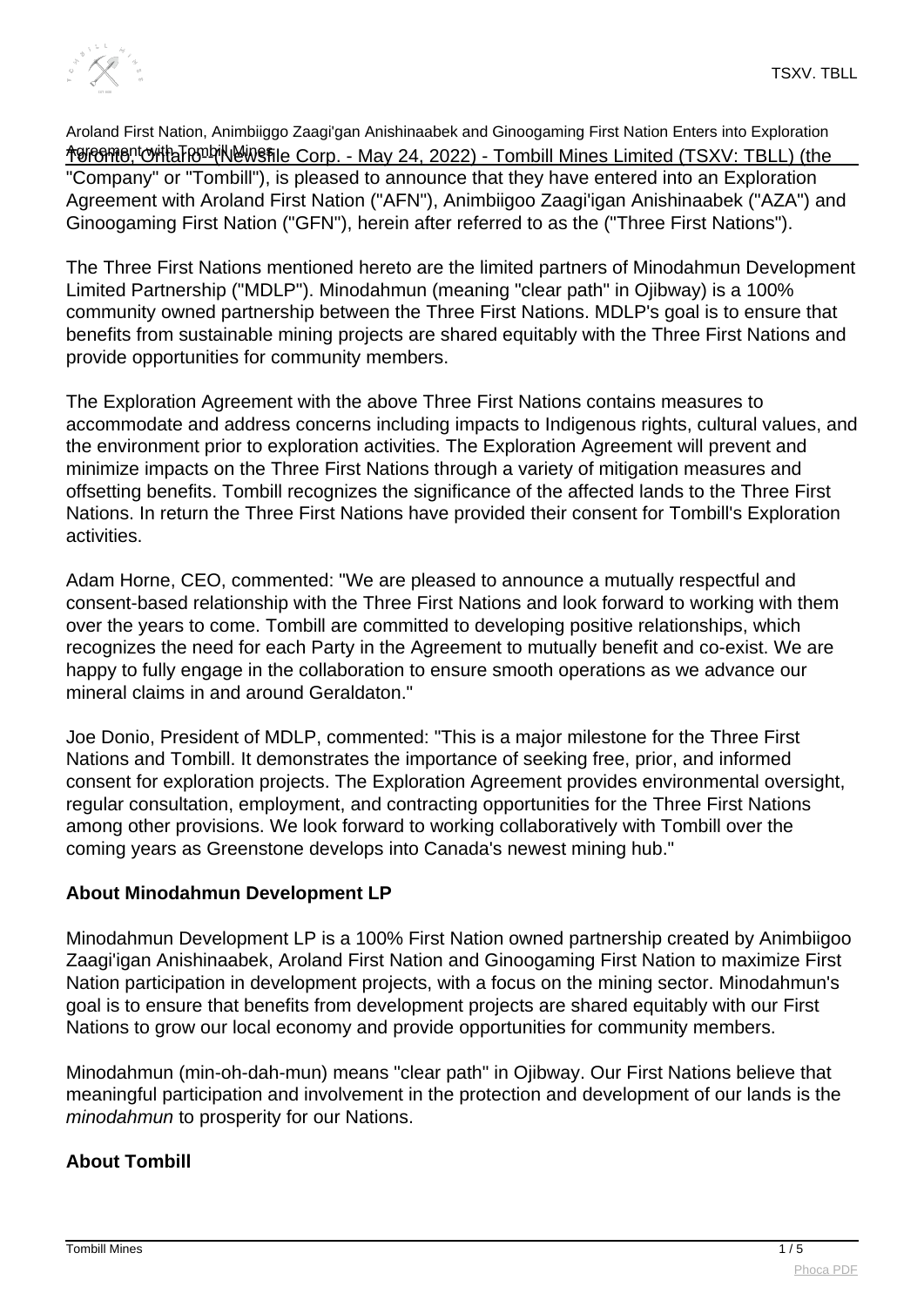# Aroland First Nation, Animbiiggo Zaagi'gan Anishinaabek and Ginoogaming First Nation Enters into Exploration Agreement with Tombill Mines

Toronto, Ontario--(Newsfile Corp. - May 24, 2022) - Tombill Mines Limited (TSXV: TBLL) (the "Company" or "Tombill"), is pleased to announce that they have entered into an Exploration Agreement with Aroland First Nation ("AFN"), Animbiigoo Zaagi'igan Anishinaabek ("AZA") and Ginoogaming First Nation ("GFN"), herein after referred to as the ("Three First Nations").

The Three First Nations mentioned hereto are the limited partners of Minodahmun Development Limited Partnership ("MDLP"). Minodahmun (meaning "clear path" in Ojibway) is a 100% community owned partnership between the Three First Nations. MDLP's goal is to ensure that benefits from sustainable mining projects are shared equitably with the Three First Nations and provide opportunities for community members.

The Exploration Agreement with the above Three First Nations contains measures to accommodate and address concerns including impacts to Indigenous rights, cultural values, and the environment prior to exploration activities. The Exploration Agreement will prevent and minimize impacts on the Three First Nations through a variety of mitigation measures and offsetting benefits. Tombill recognizes the significance of the affected lands to the Three First Nations. In return the Three First Nations have provided their consent for Tombill's Exploration activities.

Adam Horne, CEO, commented: "We are pleased to announce a mutually respectful and consent-based relationship with the Three First Nations and look forward to working with them over the years to come. Tombill are committed to developing positive relationships, which recognizes the need for each Party in the Agreement to mutually benefit and co-exist. We are happy to fully engage in the collaboration to ensure smooth operations as we advance our mineral claims in and around Geraldaton."

Joe Donio, President of MDLP, commented: "This is a major milestone for the Three First Nations and Tombill. It demonstrates the importance of seeking free, prior, and informed consent for exploration projects. The Exploration Agreement provides environmental oversight, regular consultation, employment, and contracting opportunities for the Three First Nations among other provisions. We look forward to working collaboratively with Tombill over the coming years as Greenstone develops into Canada's newest mining hub."

**About Minodahmun Development LP**

Minodahmun Development LP is a 100% First Nation owned partnership created by Animbiigoo Zaagi'igan Anishinaabek, Aroland First Nation and Ginoogaming First Nation to maximize First Nation participation in development projects, with a focus on the mining sector. Minodahmun's goal is to ensure that benefits from development projects are shared equitably with our First Nations to grow our local economy and provide opportunities for community members.

Minodahmun (min-oh-dah-mun) means "clear path" in Ojibway. Our First Nations believe that meaningful participation and involvement in the protection and development of our lands is the *minodahmun* to prosperity for our Nations.

**About Tombill**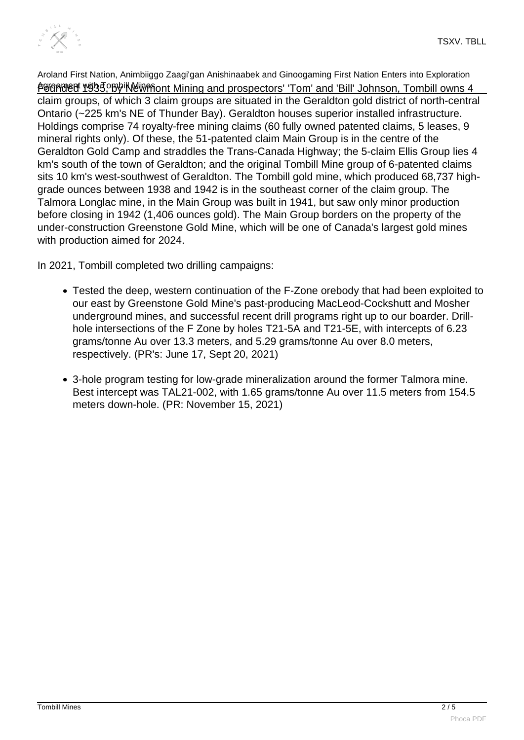Founded 1935, by Newmont Mining and prospectors' 'Tom' and 'Bill' Johnson, Tombill owns 4 claim groups, of which 3 claim groups are situated in the Geraldton gold district of north-central Ontario (~225 km's NE of Thunder Bay). Geraldton houses superior installed infrastructure. Holdings comprise 74 royalty-free mining claims (60 fully owned patented claims, 5 leases, 9 mineral rights only). Of these, the 51-patented claim Main Group is in the centre of the Geraldton Gold Camp and straddles the Trans-Canada Highway; the 5-claim Ellis Group lies 4 km's south of the town of Geraldton; and the original Tombill Mine group of 6-patented claims sits 10 km's west-southwest of Geraldton. The Tombill gold mine, which produced 68,737 high-grade ounces between 1938 and 1942 is in the southeast corner of the claim group. The Talmora Longlac mine, in the Main Group was built in 1941, but saw only minor production before closing in 1942 (1,406 ounces gold). The Main Group borders on the property of the under-construction Greenstone Gold Mine, which will be one of Canada's largest gold mines with production aimed for 2024.

In 2021, Tombill completed two drilling campaigns:

- Tested the deep, western continuation of the F-Zone orebody that had been exploited to our east by Greenstone Gold Mine's past-producing MacLeod-Cockshutt and Mosher underground mines, and successful recent drill programs right up to our boarder. Drill-hole intersections of the F Zone by holes T21-5A and T21-5E, with intercepts of 6.23 grams/tonne Au over 13.3 meters, and 5.29 grams/tonne Au over 8.0 meters, respectively. (PR's: June 17, Sept 20, 2021)
- 3-hole program testing for low-grade mineralization around the former Talmora mine. Best intercept was TAL21-002, with 1.65 grams/tonne Au over 11.5 meters from 154.5 meters down-hole. (PR: November 15, 2021)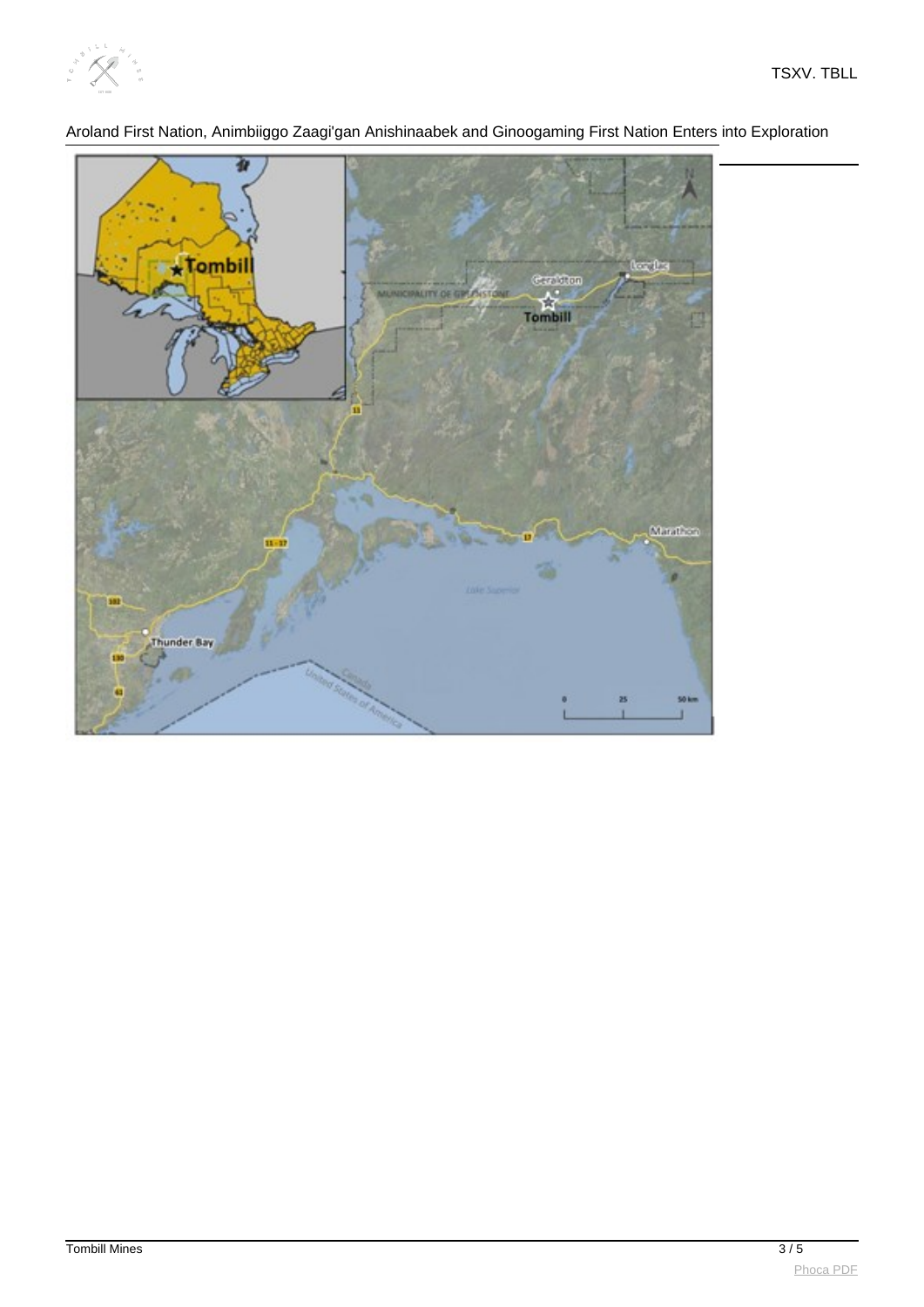Tombill

Longlac

Geraldton

MUNICIPALITY OF GREENSTONE

Tombill

11

11 - 17

17

Marathon

Lake Superior

102

Thunder Bay

130

61

Canada

United States of America

0 25 50 km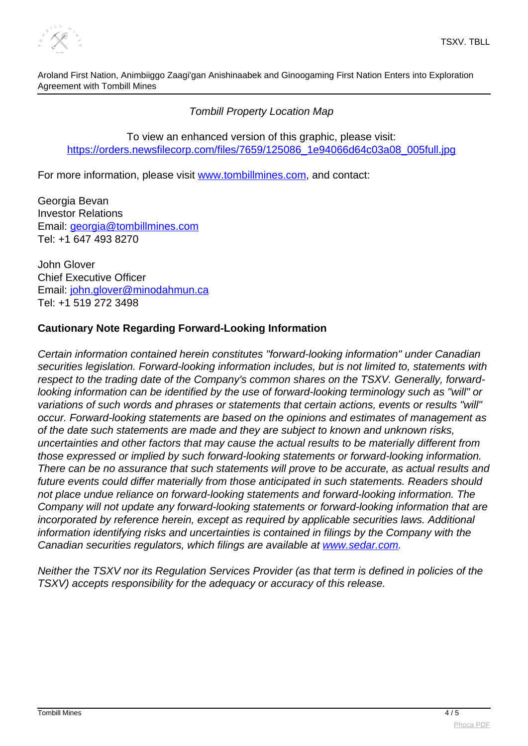*Tombill Property Location Map*

To view an enhanced version of this graphic, please visit:
https://orders.newsfilecorp.com/files/7659/125086_1e94066d64c03a08_005full.jpg

For more information, please visit www.tombillmines.com, and contact:

Georgia Bevan
Investor Relations
Email: georgia@tombillmines.com
Tel: +1 647 493 8270

John Glover
Chief Executive Officer
Email: john.glover@minodahmun.ca
Tel: +1 519 272 3498

**Cautionary Note Regarding Forward-Looking Information**

*Certain information contained herein constitutes "forward-looking information" under Canadian securities legislation. Forward-looking information includes, but is not limited to, statements with respect to the trading date of the Company's common shares on the TSXV. Generally, forward-looking information can be identified by the use of forward-looking terminology such as "will" or variations of such words and phrases or statements that certain actions, events or results "will" occur. Forward-looking statements are based on the opinions and estimates of management as of the date such statements are made and they are subject to known and unknown risks, uncertainties and other factors that may cause the actual results to be materially different from those expressed or implied by such forward-looking statements or forward-looking information. There can be no assurance that such statements will prove to be accurate, as actual results and future events could differ materially from those anticipated in such statements. Readers should not place undue reliance on forward-looking statements and forward-looking information. The Company will not update any forward-looking statements or forward-looking information that are incorporated by reference herein, except as required by applicable securities laws. Additional information identifying risks and uncertainties is contained in filings by the Company with the Canadian securities regulators, which filings are available at www.sedar.com.*

*Neither the TSXV nor its Regulation Services Provider (as that term is defined in policies of the TSXV) accepts responsibility for the adequacy or accuracy of this release.*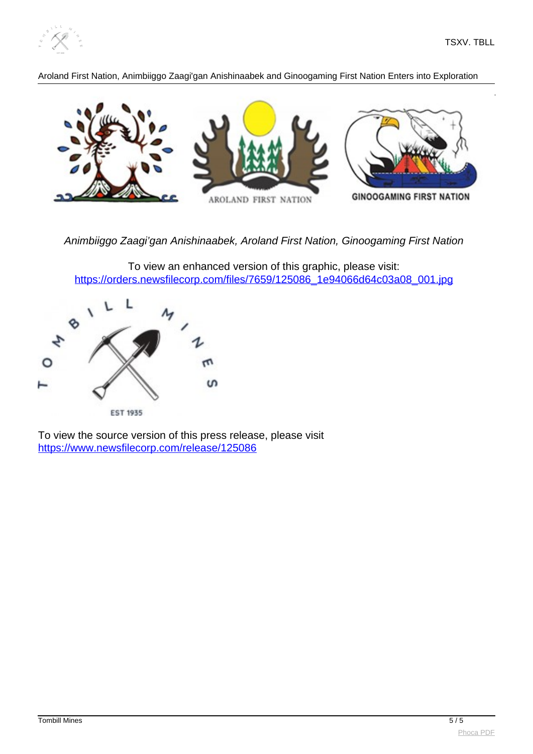*Animbiiggo Zaagi'gan Anishinaabek, Aroland First Nation, Ginoogaming First Nation*

To view an enhanced version of this graphic, please visit:
https://orders.newsfilecorp.com/files/7659/125086_1e94066d64c03a08_001.jpg

To view the source version of this press release, please visit
https://www.newsfilecorp.com/release/125086